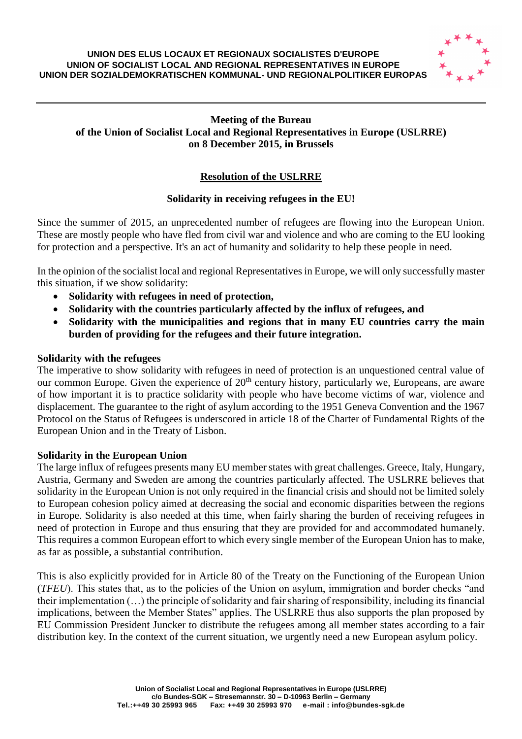**UNION DES ELUS LOCAUX ET REGIONAUX SOCIALISTES D'EUROPE**
**UNION OF SOCIALIST LOCAL AND REGIONAL REPRESENTATIVES IN EUROPE**
**UNION DER SOZIALDEMOKRATISCHEN KOMMUNAL- UND REGIONALPOLITIKER EUROPAS**

---

**Meeting of the Bureau**
**of the Union of Socialist Local and Regional Representatives in Europe (USLRRE)**
**on 8 December 2015, in Brussels**

# Resolution of the USLRRE

## Solidarity in receiving refugees in the EU!

Since the summer of 2015, an unprecedented number of refugees are flowing into the European Union. These are mostly people who have fled from civil war and violence and who are coming to the EU looking for protection and a perspective. It's an act of humanity and solidarity to help these people in need.

In the opinion of the socialist local and regional Representatives in Europe, we will only successfully master this situation, if we show solidarity:

- **Solidarity with refugees in need of protection,**
- **Solidarity with the countries particularly affected by the influx of refugees, and**
- **Solidarity with the municipalities and regions that in many EU countries carry the main burden of providing for the refugees and their future integration.**

### Solidarity with the refugees

The imperative to show solidarity with refugees in need of protection is an unquestioned central value of our common Europe. Given the experience of 20th century history, particularly we, Europeans, are aware of how important it is to practice solidarity with people who have become victims of war, violence and displacement. The guarantee to the right of asylum according to the 1951 Geneva Convention and the 1967 Protocol on the Status of Refugees is underscored in article 18 of the Charter of Fundamental Rights of the European Union and in the Treaty of Lisbon.

### Solidarity in the European Union

The large influx of refugees presents many EU member states with great challenges. Greece, Italy, Hungary, Austria, Germany and Sweden are among the countries particularly affected. The USLRRE believes that solidarity in the European Union is not only required in the financial crisis and should not be limited solely to European cohesion policy aimed at decreasing the social and economic disparities between the regions in Europe. Solidarity is also needed at this time, when fairly sharing the burden of receiving refugees in need of protection in Europe and thus ensuring that they are provided for and accommodated humanely. This requires a common European effort to which every single member of the European Union has to make, as far as possible, a substantial contribution.

This is also explicitly provided for in Article 80 of the Treaty on the Functioning of the European Union (*TFEU*). This states that, as to the policies of the Union on asylum, immigration and border checks "and their implementation (…) the principle of solidarity and fair sharing of responsibility, including its financial implications, between the Member States" applies. The USLRRE thus also supports the plan proposed by EU Commission President Juncker to distribute the refugees among all member states according to a fair distribution key. In the context of the current situation, we urgently need a new European asylum policy.

**Union of Socialist Local and Regional Representatives in Europe (USLRRE)**
**c/o Bundes-SGK – Stresemannstr. 30 – D-10963 Berlin – Germany**
**Tel.:++49 30 25993 965 Fax: ++49 30 25993 970 e-mail : info@bundes-sgk.de**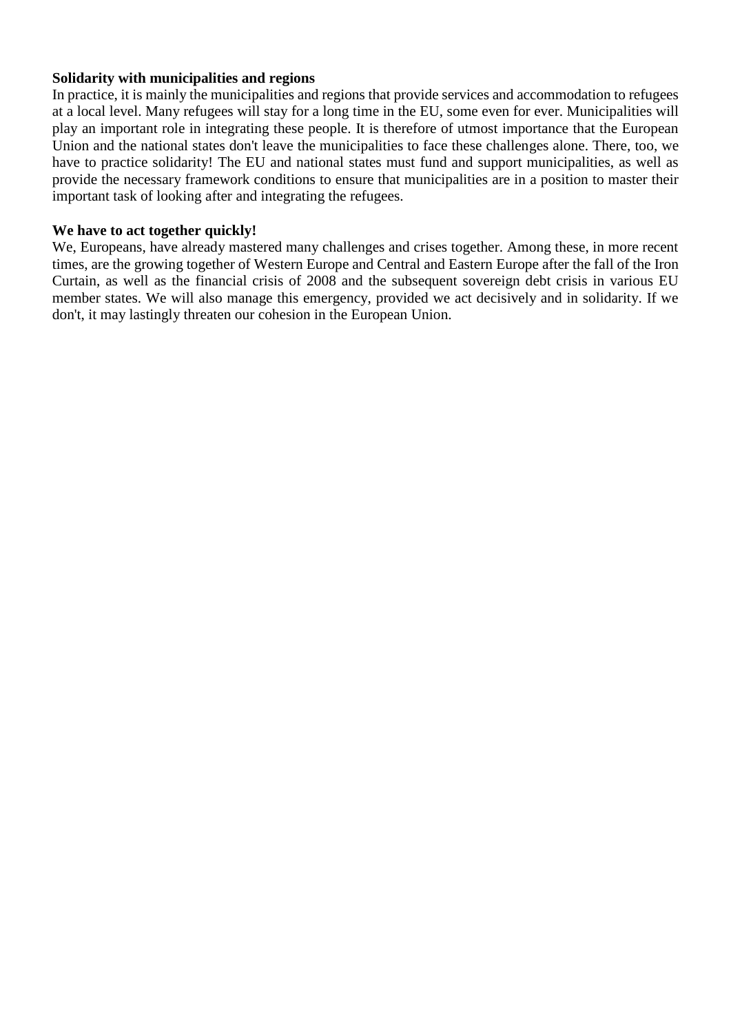**Solidarity with municipalities and regions**

In practice, it is mainly the municipalities and regions that provide services and accommodation to refugees at a local level. Many refugees will stay for a long time in the EU, some even for ever. Municipalities will play an important role in integrating these people. It is therefore of utmost importance that the European Union and the national states don't leave the municipalities to face these challenges alone. There, too, we have to practice solidarity! The EU and national states must fund and support municipalities, as well as provide the necessary framework conditions to ensure that municipalities are in a position to master their important task of looking after and integrating the refugees.

**We have to act together quickly!**

We, Europeans, have already mastered many challenges and crises together. Among these, in more recent times, are the growing together of Western Europe and Central and Eastern Europe after the fall of the Iron Curtain, as well as the financial crisis of 2008 and the subsequent sovereign debt crisis in various EU member states. We will also manage this emergency, provided we act decisively and in solidarity. If we don't, it may lastingly threaten our cohesion in the European Union.